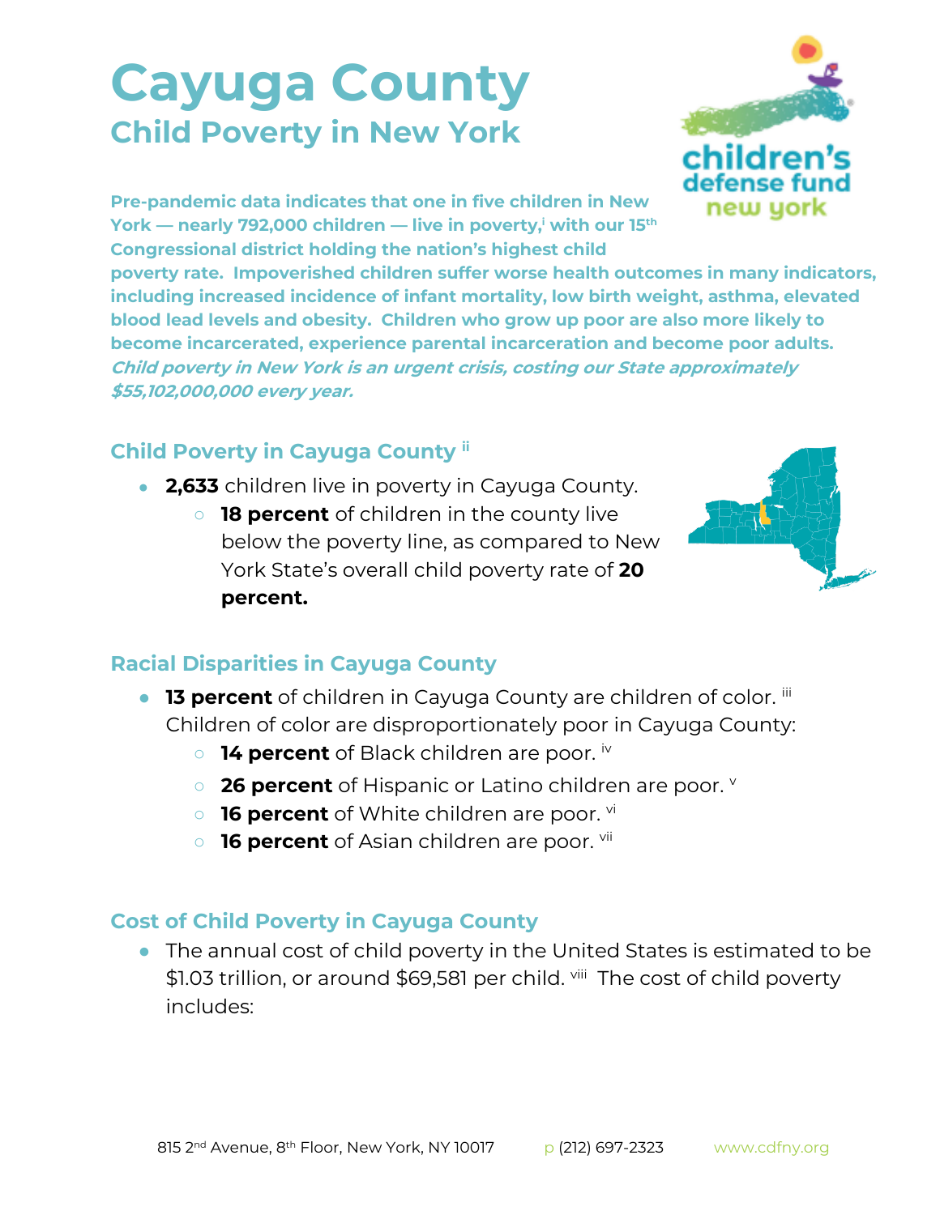# Cayuga County

## Child Poverty in New York

**Pre-pandemic data indicates that one in five children in New York — nearly 792,000 children — live in poverty,[i] with our 15th Congressional district holding the nation's highest child poverty rate. Impoverished children suffer worse health outcomes in many indicators, including increased incidence of infant mortality, low birth weight, asthma, elevated blood lead levels and obesity. Children who grow up poor are also more likely to become incarcerated, experience parental incarceration and become poor adults.** ***Child poverty in New York is an urgent crisis, costing our State approximately $55,102,000,000 every year.***

### Child Poverty in Cayuga County [ii]

- **2,633** children live in poverty in Cayuga County.
  - **18 percent** of children in the county live below the poverty line, as compared to New York State's overall child poverty rate of **20 percent.**

### Racial Disparities in Cayuga County

- **13 percent** of children in Cayuga County are children of color. [iii] Children of color are disproportionately poor in Cayuga County:
  - **14 percent** of Black children are poor. [iv]
  - **26 percent** of Hispanic or Latino children are poor. [v]
  - **16 percent** of White children are poor. [vi]
  - **16 percent** of Asian children are poor. [vii]

### Cost of Child Poverty in Cayuga County

- The annual cost of child poverty in the United States is estimated to be $1.03 trillion, or around $69,581 per child. [viii] The cost of child poverty includes: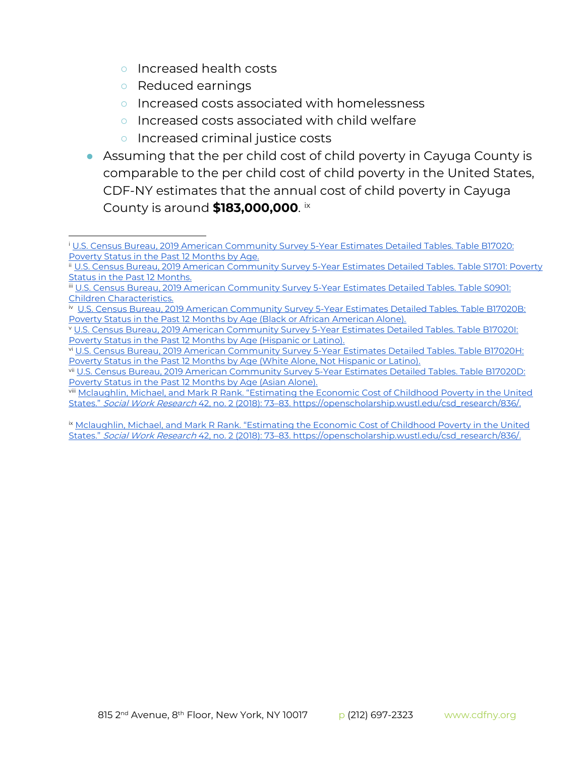- Increased health costs
  - Reduced earnings
  - Increased costs associated with homelessness
  - Increased costs associated with child welfare
  - Increased criminal justice costs
- Assuming that the per child cost of child poverty in Cayuga County is comparable to the per child cost of child poverty in the United States, CDF-NY estimates that the annual cost of child poverty in Cayuga County is around **$183,000,000**. [ix]

---

[i] U.S. Census Bureau, 2019 American Community Survey 5-Year Estimates Detailed Tables. Table B17020: Poverty Status in the Past 12 Months by Age.

[ii] U.S. Census Bureau, 2019 American Community Survey 5-Year Estimates Detailed Tables. Table S1701: Poverty Status in the Past 12 Months.

[iii] U.S. Census Bureau, 2019 American Community Survey 5-Year Estimates Detailed Tables. Table S0901: Children Characteristics.

[iv] U.S. Census Bureau, 2019 American Community Survey 5-Year Estimates Detailed Tables. Table B17020B: Poverty Status in the Past 12 Months by Age (Black or African American Alone).

[v] U.S. Census Bureau, 2019 American Community Survey 5-Year Estimates Detailed Tables. Table B17020I: Poverty Status in the Past 12 Months by Age (Hispanic or Latino).

[vi] U.S. Census Bureau, 2019 American Community Survey 5-Year Estimates Detailed Tables. Table B17020H: Poverty Status in the Past 12 Months by Age (White Alone, Not Hispanic or Latino).

[vii] U.S. Census Bureau, 2019 American Community Survey 5-Year Estimates Detailed Tables. Table B17020D: Poverty Status in the Past 12 Months by Age (Asian Alone).

[viii] Mclaughlin, Michael, and Mark R Rank. "Estimating the Economic Cost of Childhood Poverty in the United States." *Social Work Research* 42, no. 2 (2018): 73–83. https://openscholarship.wustl.edu/csd_research/836/.

[ix] Mclaughlin, Michael, and Mark R Rank. "Estimating the Economic Cost of Childhood Poverty in the United States." *Social Work Research* 42, no. 2 (2018): 73–83. https://openscholarship.wustl.edu/csd_research/836/.

815 2nd Avenue, 8th Floor, New York, NY 10017 p (212) 697-2323 www.cdfny.org